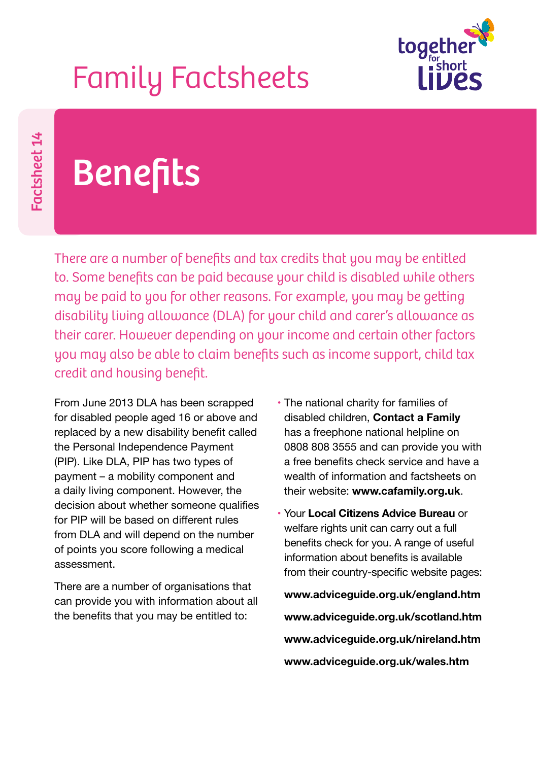Family Factsheets

Factsheet 14

# Benefits

There are a number of benefits and tax credits that you may be entitled to. Some benefits can be paid because your child is disabled while others may be paid to you for other reasons. For example, you may be getting disability living allowance (DLA) for your child and carer's allowance as their carer. However depending on your income and certain other factors you may also be able to claim benefits such as income support, child tax credit and housing benefit.

From June 2013 DLA has been scrapped for disabled people aged 16 or above and replaced by a new disability benefit called the Personal Independence Payment (PIP). Like DLA, PIP has two types of payment – a mobility component and a daily living component. However, the decision about whether someone qualifies for PIP will be based on different rules from DLA and will depend on the number of points you score following a medical assessment.

There are a number of organisations that can provide you with information about all the benefits that you may be entitled to:

- The national charity for families of disabled children, **Contact a Family** has a freephone national helpline on 0808 808 3555 and can provide you with a free benefits check service and have a wealth of information and factsheets on their website: **www.cafamily.org.uk**.
- Your **Local Citizens Advice Bureau** or welfare rights unit can carry out a full benefits check for you. A range of useful information about benefits is available from their country-specific website pages:

  **www.adviceguide.org.uk/england.htm**

  **www.adviceguide.org.uk/scotland.htm**

  **www.adviceguide.org.uk/nireland.htm**

  **www.adviceguide.org.uk/wales.htm**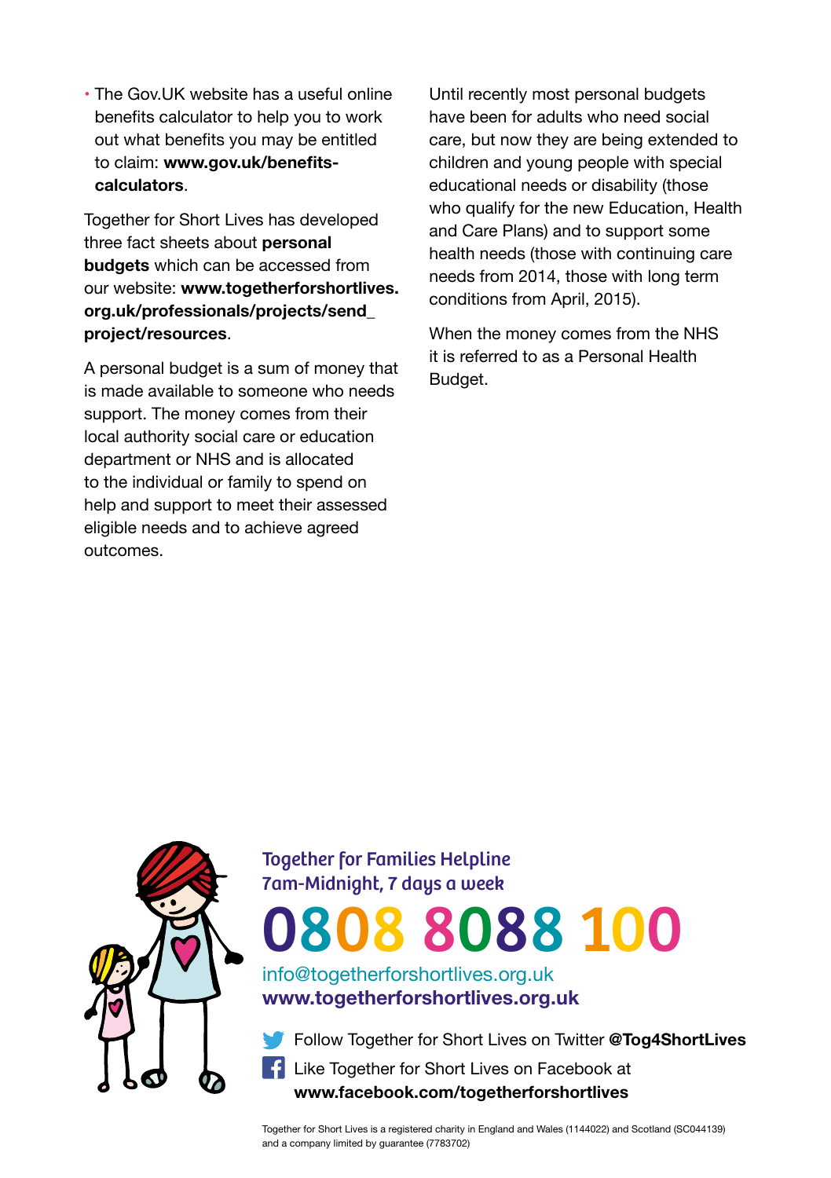- The Gov.UK website has a useful online benefits calculator to help you to work out what benefits you may be entitled to claim: **www.gov.uk/benefits-calculators**.

Together for Short Lives has developed three fact sheets about **personal budgets** which can be accessed from our website: **www.togetherforshortlives.org.uk/professionals/projects/send_project/resources**.

A personal budget is a sum of money that is made available to someone who needs support. The money comes from their local authority social care or education department or NHS and is allocated to the individual or family to spend on help and support to meet their assessed eligible needs and to achieve agreed outcomes.

Until recently most personal budgets have been for adults who need social care, but now they are being extended to children and young people with special educational needs or disability (those who qualify for the new Education, Health and Care Plans) and to support some health needs (those with continuing care needs from 2014, those with long term conditions from April, 2015).

When the money comes from the NHS it is referred to as a Personal Health Budget.

**Together for Families Helpline**
**7am-Midnight, 7 days a week**

# 0808 8088 100

info@togetherforshortlives.org.uk
**www.togetherforshortlives.org.uk**

Follow Together for Short Lives on Twitter **@Tog4ShortLives**

Like Together for Short Lives on Facebook at **www.facebook.com/togetherforshortlives**

Together for Short Lives is a registered charity in England and Wales (1144022) and Scotland (SC044139) and a company limited by guarantee (7783702)